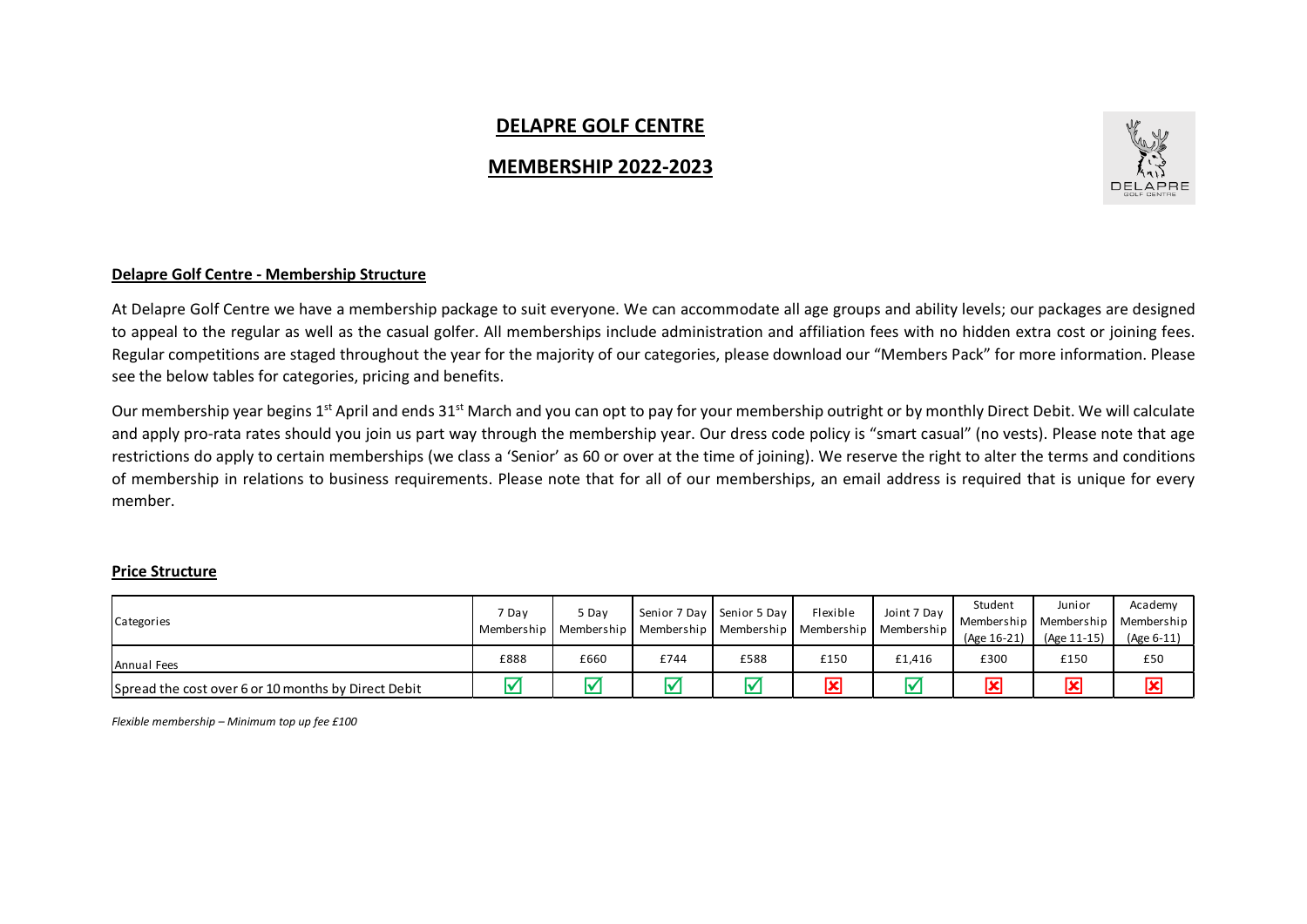# DELAPRE GOLF CENTRE

## MEMBERSHIP 2022-2023

### Delapre Golf Centre - Membership Structure

At Delapre Golf Centre we have a membership package to suit everyone. We can accommodate all age groups and ability levels; our packages are designed to appeal to the regular as well as the casual golfer. All memberships include administration and affiliation fees with no hidden extra cost or joining fees. Regular competitions are staged throughout the year for the majority of our categories, please download our "Members Pack" for more information. Please see the below tables for categories, pricing and benefits.

Our membership year begins 1st April and ends 31st March and you can opt to pay for your membership outright or by monthly Direct Debit. We will calculate and apply pro-rata rates should you join us part way through the membership year. Our dress code policy is "smart casual" (no vests). Please note that age restrictions do apply to certain memberships (we class a 'Senior' as 60 or over at the time of joining). We reserve the right to alter the terms and conditions of membership in relations to business requirements. Please note that for all of our memberships, an email address is required that is unique for every member.

### Price Structure

| Categories | 7 Day Membership | 5 Day Membership | Senior 7 Day Membership | Senior 5 Day Membership | Flexible Membership | Joint 7 Day Membership | Student Membership (Age 16-21) | Junior Membership (Age 11-15) | Academy Membership (Age 6-11) |
|---|---|---|---|---|---|---|---|---|---|
| Annual Fees | £888 | £660 | £744 | £588 | £150 | £1,416 | £300 | £150 | £50 |
| Spread the cost over 6 or 10 months by Direct Debit | ☑ | ☑ | ☑ | ☑ | ☒ | ☑ | ☒ | ☒ | ☒ |

*Flexible membership – Minimum top up fee £100*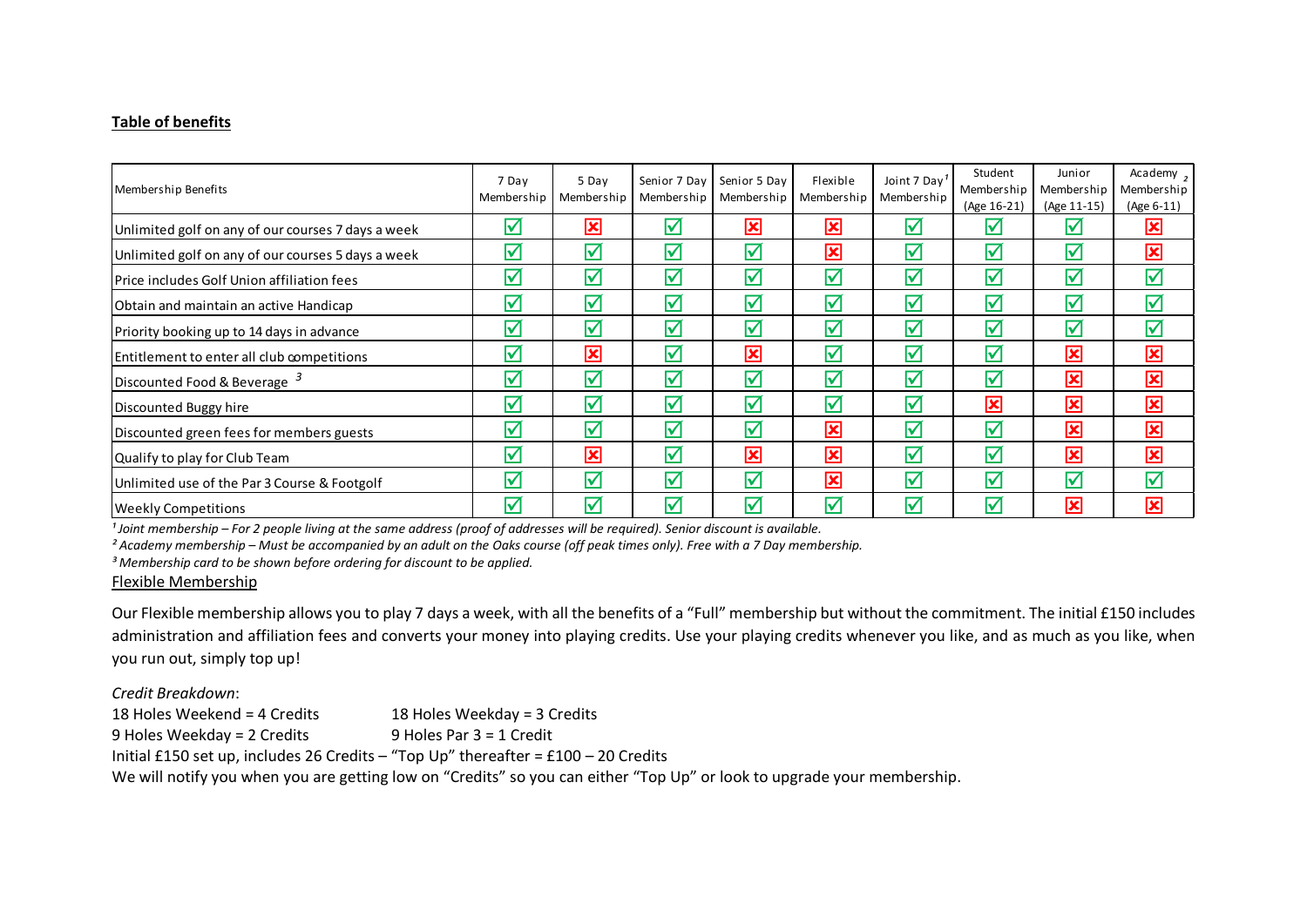**Table of benefits**

| Membership Benefits | 7 Day Membership | 5 Day Membership | Senior 7 Day Membership | Senior 5 Day Membership | Flexible Membership | Joint 7 Day[1] Membership | Student Membership (Age 16-21) | Junior Membership (Age 11-15) | Academy [2] Membership (Age 6-11) |
|---|---|---|---|---|---|---|---|---|---|
| Unlimited golf on any of our courses 7 days a week | ☑ | ☒ | ☑ | ☒ | ☒ | ☑ | ☑ | ☑ | ☒ |
| Unlimited golf on any of our courses 5 days a week | ☑ | ☑ | ☑ | ☑ | ☒ | ☑ | ☑ | ☑ | ☒ |
| Price includes Golf Union affiliation fees | ☑ | ☑ | ☑ | ☑ | ☑ | ☑ | ☑ | ☑ | ☑ |
| Obtain and maintain an active Handicap | ☑ | ☑ | ☑ | ☑ | ☑ | ☑ | ☑ | ☑ | ☑ |
| Priority booking up to 14 days in advance | ☑ | ☑ | ☑ | ☑ | ☑ | ☑ | ☑ | ☑ | ☑ |
| Entitlement to enter all club competitions | ☑ | ☒ | ☑ | ☒ | ☑ | ☑ | ☑ | ☒ | ☒ |
| Discounted Food & Beverage [3] | ☑ | ☑ | ☑ | ☑ | ☑ | ☑ | ☑ | ☒ | ☒ |
| Discounted Buggy hire | ☑ | ☑ | ☑ | ☑ | ☑ | ☑ | ☒ | ☒ | ☒ |
| Discounted green fees for members guests | ☑ | ☑ | ☑ | ☑ | ☒ | ☑ | ☑ | ☒ | ☒ |
| Qualify to play for Club Team | ☑ | ☒ | ☑ | ☒ | ☒ | ☑ | ☑ | ☒ | ☒ |
| Unlimited use of the Par 3 Course & Footgolf | ☑ | ☑ | ☑ | ☑ | ☒ | ☑ | ☑ | ☑ | ☑ |
| Weekly Competitions | ☑ | ☑ | ☑ | ☑ | ☑ | ☑ | ☑ | ☒ | ☒ |

*[1] Joint membership – For 2 people living at the same address (proof of addresses will be required). Senior discount is available.*

*[2] Academy membership – Must be accompanied by an adult on the Oaks course (off peak times only). Free with a 7 Day membership.*

*[3] Membership card to be shown before ordering for discount to be applied.*

Flexible Membership

Our Flexible membership allows you to play 7 days a week, with all the benefits of a "Full" membership but without the commitment. The initial £150 includes administration and affiliation fees and converts your money into playing credits. Use your playing credits whenever you like, and as much as you like, when you run out, simply top up!

*Credit Breakdown*:

18 Holes Weekend = 4 Credits 18 Holes Weekday = 3 Credits

9 Holes Weekday = 2 Credits 9 Holes Par 3 = 1 Credit

Initial £150 set up, includes 26 Credits – "Top Up" thereafter = £100 – 20 Credits

We will notify you when you are getting low on "Credits" so you can either "Top Up" or look to upgrade your membership.